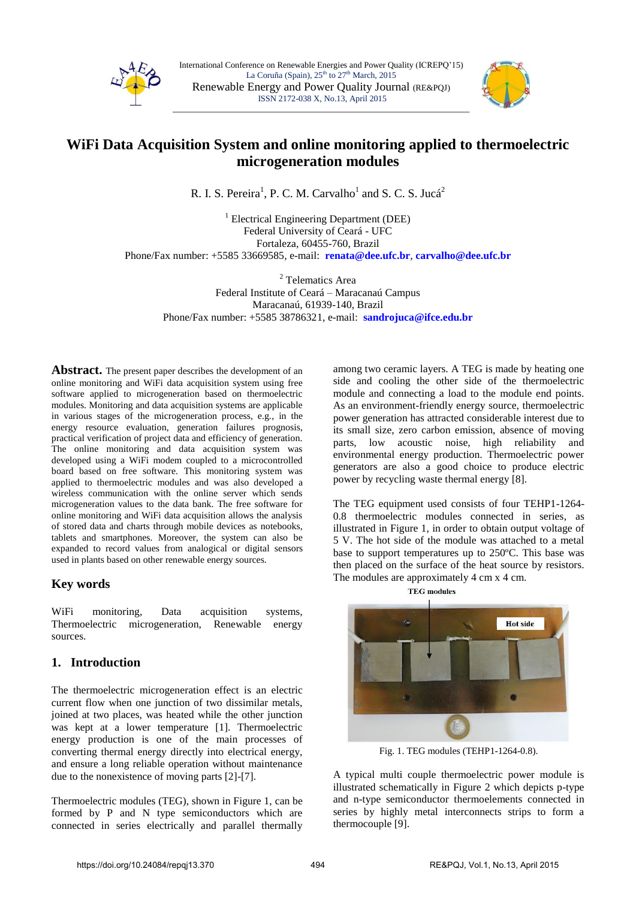# WiFi Data Acquisition System and online monitoring applied to thermoelectric microgeneration modules

R. I. S. Pereira[1], P. C. M. Carvalho[1] and S. C. S. Jucá[2]

[1] Electrical Engineering Department (DEE)
Federal University of Ceará - UFC
Fortaleza, 60455-760, Brazil
Phone/Fax number: +5585 33669585, e-mail: **renata@dee.ufc.br**, **carvalho@dee.ufc.br**

[2] Telematics Area
Federal Institute of Ceará – Maracanaú Campus
Maracanaú, 61939-140, Brazil
Phone/Fax number: +5585 38786321, e-mail: **sandrojuca@ifce.edu.br**

**Abstract.** The present paper describes the development of an online monitoring and WiFi data acquisition system using free software applied to microgeneration based on thermoelectric modules. Monitoring and data acquisition systems are applicable in various stages of the microgeneration process, e.g., in the energy resource evaluation, generation failures prognosis, practical verification of project data and efficiency of generation. The online monitoring and data acquisition system was developed using a WiFi modem coupled to a microcontrolled board based on free software. This monitoring system was applied to thermoelectric modules and was also developed a wireless communication with the online server which sends microgeneration values to the data bank. The free software for online monitoring and WiFi data acquisition allows the analysis of stored data and charts through mobile devices as notebooks, tablets and smartphones. Moreover, the system can also be expanded to record values from analogical or digital sensors used in plants based on other renewable energy sources.

## Key words

WiFi monitoring, Data acquisition systems, Thermoelectric microgeneration, Renewable energy sources.

## 1. Introduction

The thermoelectric microgeneration effect is an electric current flow when one junction of two dissimilar metals, joined at two places, was heated while the other junction was kept at a lower temperature [1]. Thermoelectric energy production is one of the main processes of converting thermal energy directly into electrical energy, and ensure a long reliable operation without maintenance due to the nonexistence of moving parts [2]-[7].

Thermoelectric modules (TEG), shown in Figure 1, can be formed by P and N type semiconductors which are connected in series electrically and parallel thermally among two ceramic layers. A TEG is made by heating one side and cooling the other side of the thermoelectric module and connecting a load to the module end points. As an environment-friendly energy source, thermoelectric power generation has attracted considerable interest due to its small size, zero carbon emission, absence of moving parts, low acoustic noise, high reliability and environmental energy production. Thermoelectric power generators are also a good choice to produce electric power by recycling waste thermal energy [8].

The TEG equipment used consists of four TEHP1-1264-0.8 thermoelectric modules connected in series, as illustrated in Figure 1, in order to obtain output voltage of 5 V. The hot side of the module was attached to a metal base to support temperatures up to 250ºC. This base was then placed on the surface of the heat source by resistors. The modules are approximately 4 cm x 4 cm.

Fig. 1. TEG modules (TEHP1-1264-0.8).

A typical multi couple thermoelectric power module is illustrated schematically in Figure 2 which depicts p-type and n-type semiconductor thermoelements connected in series by highly metal interconnects strips to form a thermocouple [9].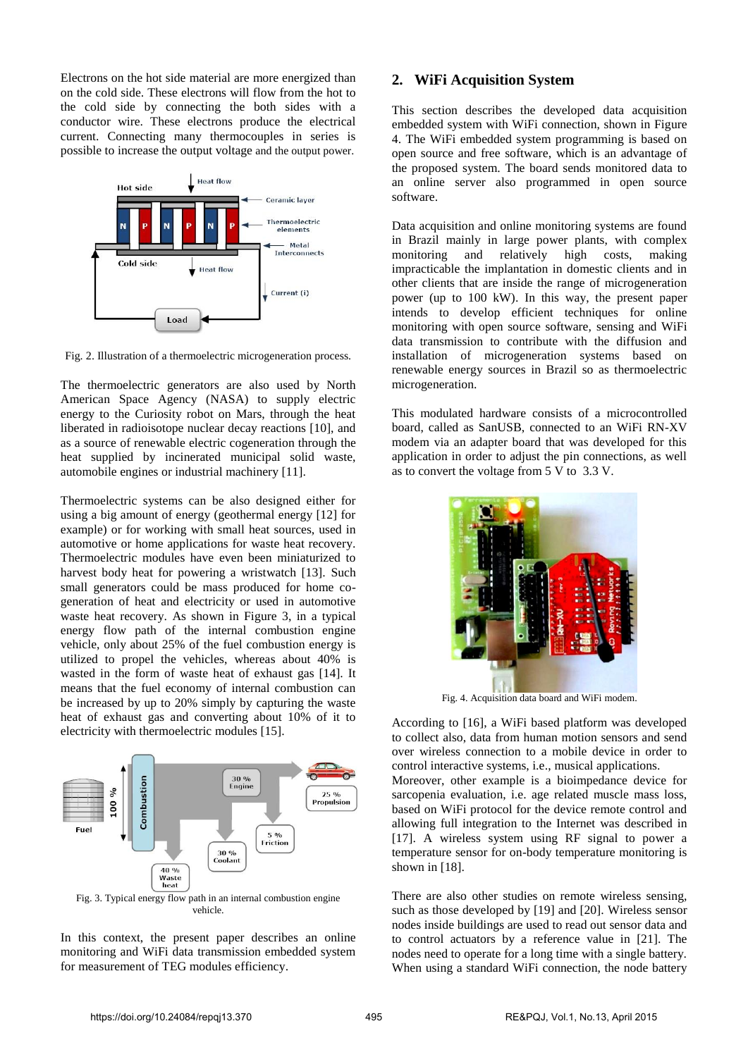Electrons on the hot side material are more energized than on the cold side. These electrons will flow from the hot to the cold side by connecting the both sides with a conductor wire. These electrons produce the electrical current. Connecting many thermocouples in series is possible to increase the output voltage and the output power.

Fig. 2. Illustration of a thermoelectric microgeneration process.

The thermoelectric generators are also used by North American Space Agency (NASA) to supply electric energy to the Curiosity robot on Mars, through the heat liberated in radioisotope nuclear decay reactions [10], and as a source of renewable electric cogeneration through the heat supplied by incinerated municipal solid waste, automobile engines or industrial machinery [11].

Thermoelectric systems can be also designed either for using a big amount of energy (geothermal energy [12] for example) or for working with small heat sources, used in automotive or home applications for waste heat recovery. Thermoelectric modules have even been miniaturized to harvest body heat for powering a wristwatch [13]. Such small generators could be mass produced for home co-generation of heat and electricity or used in automotive waste heat recovery. As shown in Figure 3, in a typical energy flow path of the internal combustion engine vehicle, only about 25% of the fuel combustion energy is utilized to propel the vehicles, whereas about 40% is wasted in the form of waste heat of exhaust gas [14]. It means that the fuel economy of internal combustion can be increased by up to 20% simply by capturing the waste heat of exhaust gas and converting about 10% of it to electricity with thermoelectric modules [15].

Fig. 3. Typical energy flow path in an internal combustion engine vehicle.

In this context, the present paper describes an online monitoring and WiFi data transmission embedded system for measurement of TEG modules efficiency.

## 2. WiFi Acquisition System

This section describes the developed data acquisition embedded system with WiFi connection, shown in Figure 4. The WiFi embedded system programming is based on open source and free software, which is an advantage of the proposed system. The board sends monitored data to an online server also programmed in open source software.

Data acquisition and online monitoring systems are found in Brazil mainly in large power plants, with complex monitoring and relatively high costs, making impracticable the implantation in domestic clients and in other clients that are inside the range of microgeneration power (up to 100 kW). In this way, the present paper intends to develop efficient techniques for online monitoring with open source software, sensing and WiFi data transmission to contribute with the diffusion and installation of microgeneration systems based on renewable energy sources in Brazil so as thermoelectric microgeneration.

This modulated hardware consists of a microcontrolled board, called as SanUSB, connected to an WiFi RN-XV modem via an adapter board that was developed for this application in order to adjust the pin connections, as well as to convert the voltage from 5 V to 3.3 V.

Fig. 4. Acquisition data board and WiFi modem.

According to [16], a WiFi based platform was developed to collect also, data from human motion sensors and send over wireless connection to a mobile device in order to control interactive systems, i.e., musical applications. Moreover, other example is a bioimpedance device for sarcopenia evaluation, i.e. age related muscle mass loss, based on WiFi protocol for the device remote control and allowing full integration to the Internet was described in [17]. A wireless system using RF signal to power a temperature sensor for on-body temperature monitoring is shown in [18].

There are also other studies on remote wireless sensing, such as those developed by [19] and [20]. Wireless sensor nodes inside buildings are used to read out sensor data and to control actuators by a reference value in [21]. The nodes need to operate for a long time with a single battery. When using a standard WiFi connection, the node battery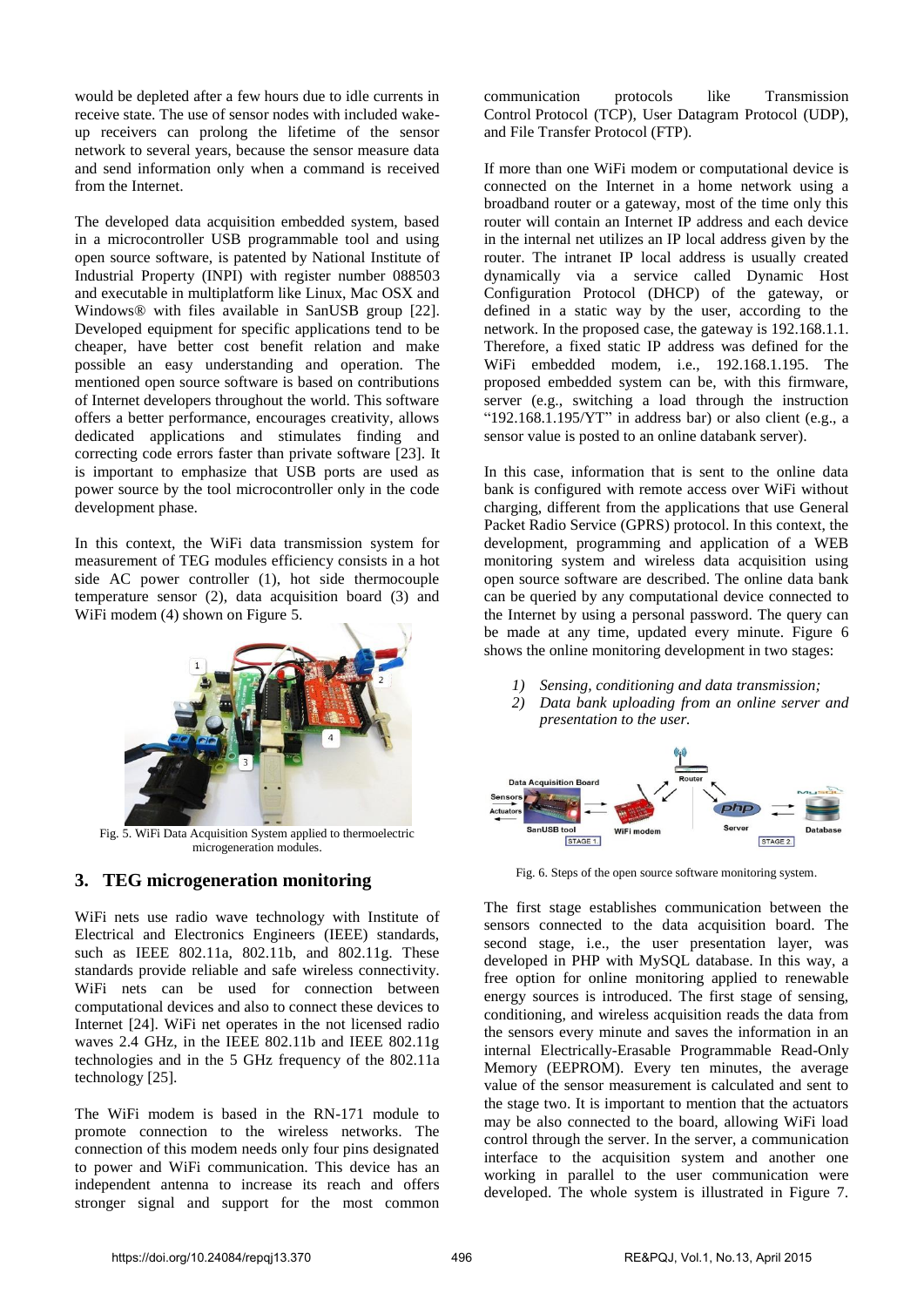would be depleted after a few hours due to idle currents in receive state. The use of sensor nodes with included wake-up receivers can prolong the lifetime of the sensor network to several years, because the sensor measure data and send information only when a command is received from the Internet.

The developed data acquisition embedded system, based in a microcontroller USB programmable tool and using open source software, is patented by National Institute of Industrial Property (INPI) with register number 088503 and executable in multiplatform like Linux, Mac OSX and Windows® with files available in SanUSB group [22]. Developed equipment for specific applications tend to be cheaper, have better cost benefit relation and make possible an easy understanding and operation. The mentioned open source software is based on contributions of Internet developers throughout the world. This software offers a better performance, encourages creativity, allows dedicated applications and stimulates finding and correcting code errors faster than private software [23]. It is important to emphasize that USB ports are used as power source by the tool microcontroller only in the code development phase.

In this context, the WiFi data transmission system for measurement of TEG modules efficiency consists in a hot side AC power controller (1), hot side thermocouple temperature sensor (2), data acquisition board (3) and WiFi modem (4) shown on Figure 5.

Fig. 5. WiFi Data Acquisition System applied to thermoelectric microgeneration modules.

## 3. TEG microgeneration monitoring

WiFi nets use radio wave technology with Institute of Electrical and Electronics Engineers (IEEE) standards, such as IEEE 802.11a, 802.11b, and 802.11g. These standards provide reliable and safe wireless connectivity. WiFi nets can be used for connection between computational devices and also to connect these devices to Internet [24]. WiFi net operates in the not licensed radio waves 2.4 GHz, in the IEEE 802.11b and IEEE 802.11g technologies and in the 5 GHz frequency of the 802.11a technology [25].

The WiFi modem is based in the RN-171 module to promote connection to the wireless networks. The connection of this modem needs only four pins designated to power and WiFi communication. This device has an independent antenna to increase its reach and offers stronger signal and support for the most common communication protocols like Transmission Control Protocol (TCP), User Datagram Protocol (UDP), and File Transfer Protocol (FTP).

If more than one WiFi modem or computational device is connected on the Internet in a home network using a broadband router or a gateway, most of the time only this router will contain an Internet IP address and each device in the internal net utilizes an IP local address given by the router. The intranet IP local address is usually created dynamically via a service called Dynamic Host Configuration Protocol (DHCP) of the gateway, or defined in a static way by the user, according to the network. In the proposed case, the gateway is 192.168.1.1. Therefore, a fixed static IP address was defined for the WiFi embedded modem, i.e., 192.168.1.195. The proposed embedded system can be, with this firmware, server (e.g., switching a load through the instruction "192.168.1.195/YT" in address bar) or also client (e.g., a sensor value is posted to an online databank server).

In this case, information that is sent to the online data bank is configured with remote access over WiFi without charging, different from the applications that use General Packet Radio Service (GPRS) protocol. In this context, the development, programming and application of a WEB monitoring system and wireless data acquisition using open source software are described. The online data bank can be queried by any computational device connected to the Internet by using a personal password. The query can be made at any time, updated every minute. Figure 6 shows the online monitoring development in two stages:

1) *Sensing, conditioning and data transmission;*
2) *Data bank uploading from an online server and presentation to the user.*

Fig. 6. Steps of the open source software monitoring system.

The first stage establishes communication between the sensors connected to the data acquisition board. The second stage, i.e., the user presentation layer, was developed in PHP with MySQL database. In this way, a free option for online monitoring applied to renewable energy sources is introduced. The first stage of sensing, conditioning, and wireless acquisition reads the data from the sensors every minute and saves the information in an internal Electrically-Erasable Programmable Read-Only Memory (EEPROM). Every ten minutes, the average value of the sensor measurement is calculated and sent to the stage two. It is important to mention that the actuators may be also connected to the board, allowing WiFi load control through the server. In the server, a communication interface to the acquisition system and another one working in parallel to the user communication were developed. The whole system is illustrated in Figure 7.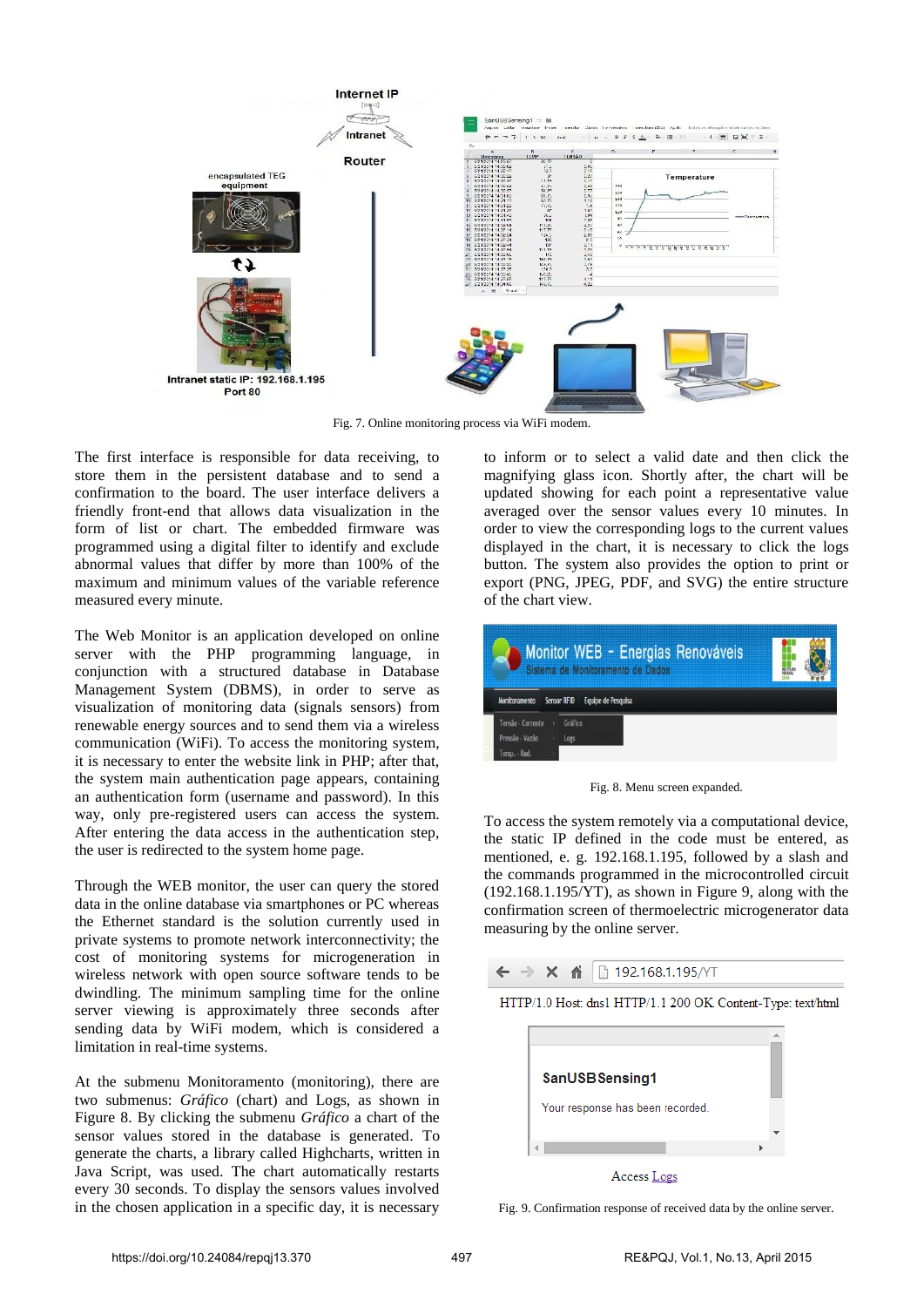Fig. 7. Online monitoring process via WiFi modem.

The first interface is responsible for data receiving, to store them in the persistent database and to send a confirmation to the board. The user interface delivers a friendly front-end that allows data visualization in the form of list or chart. The embedded firmware was programmed using a digital filter to identify and exclude abnormal values that differ by more than 100% of the maximum and minimum values of the variable reference measured every minute.

The Web Monitor is an application developed on online server with the PHP programming language, in conjunction with a structured database in Database Management System (DBMS), in order to serve as visualization of monitoring data (signals sensors) from renewable energy sources and to send them via a wireless communication (WiFi). To access the monitoring system, it is necessary to enter the website link in PHP; after that, the system main authentication page appears, containing an authentication form (username and password). In this way, only pre-registered users can access the system. After entering the data access in the authentication step, the user is redirected to the system home page.

Through the WEB monitor, the user can query the stored data in the online database via smartphones or PC whereas the Ethernet standard is the solution currently used in private systems to promote network interconnectivity; the cost of monitoring systems for microgeneration in wireless network with open source software tends to be dwindling. The minimum sampling time for the online server viewing is approximately three seconds after sending data by WiFi modem, which is considered a limitation in real-time systems.

At the submenu Monitoramento (monitoring), there are two submenus: *Gráfico* (chart) and Logs, as shown in Figure 8. By clicking the submenu *Gráfico* a chart of the sensor values stored in the database is generated. To generate the charts, a library called Highcharts, written in Java Script, was used. The chart automatically restarts every 30 seconds. To display the sensors values involved in the chosen application in a specific day, it is necessary to inform or to select a valid date and then click the magnifying glass icon. Shortly after, the chart will be updated showing for each point a representative value averaged over the sensor values every 10 minutes. In order to view the corresponding logs to the current values displayed in the chart, it is necessary to click the logs button. The system also provides the option to print or export (PNG, JPEG, PDF, and SVG) the entire structure of the chart view.

Fig. 8. Menu screen expanded.

To access the system remotely via a computational device, the static IP defined in the code must be entered, as mentioned, e. g. 192.168.1.195, followed by a slash and the commands programmed in the microcontrolled circuit (192.168.1.195/YT), as shown in Figure 9, along with the confirmation screen of thermoelectric microgenerator data measuring by the online server.

Fig. 9. Confirmation response of received data by the online server.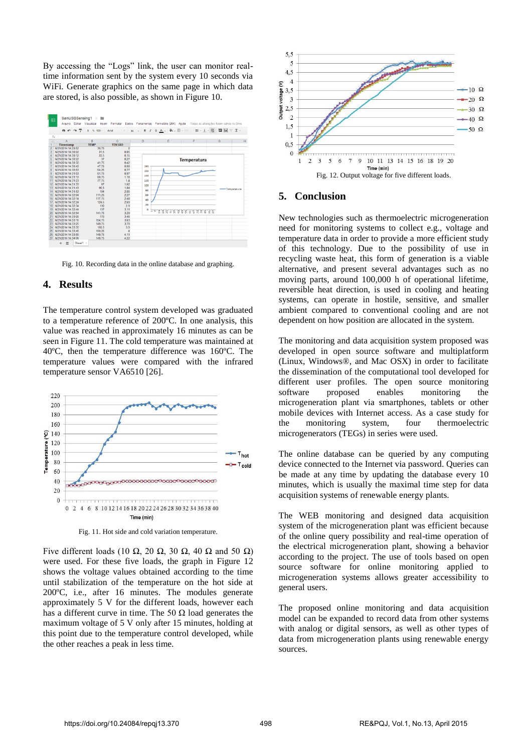By accessing the "Logs" link, the user can monitor real-time information sent by the system every 10 seconds via WiFi. Generate graphics on the same page in which data are stored, is also possible, as shown in Figure 10.

Fig. 10. Recording data in the online database and graphing.

## 4. Results

The temperature control system developed was graduated to a temperature reference of 200ºC. In one analysis, this value was reached in approximately 16 minutes as can be seen in Figure 11. The cold temperature was maintained at 40ºC, then the temperature difference was 160ºC. The temperature values were compared with the infrared temperature sensor VA6510 [26].

Fig. 11. Hot side and cold variation temperature.

Five different loads (10 Ω, 20 Ω, 30 Ω, 40 Ω and 50 Ω) were used. For these five loads, the graph in Figure 12 shows the voltage values obtained according to the time until stabilization of the temperature on the hot side at 200ºC, i.e., after 16 minutes. The modules generate approximately 5 V for the different loads, however each has a different curve in time. The 50 Ω load generates the maximum voltage of 5 V only after 15 minutes, holding at this point due to the temperature control developed, while the other reaches a peak in less time.

Fig. 12. Output voltage for five different loads.

## 5. Conclusion

New technologies such as thermoelectric microgeneration need for monitoring systems to collect e.g., voltage and temperature data in order to provide a more efficient study of this technology. Due to the possibility of use in recycling waste heat, this form of generation is a viable alternative, and present several advantages such as no moving parts, around 100,000 h of operational lifetime, reversible heat direction, is used in cooling and heating systems, can operate in hostile, sensitive, and smaller ambient compared to conventional cooling and are not dependent on how position are allocated in the system.

The monitoring and data acquisition system proposed was developed in open source software and multiplatform (Linux, Windows®, and Mac OSX) in order to facilitate the dissemination of the computational tool developed for different user profiles. The open source monitoring software proposed enables monitoring the microgeneration plant via smartphones, tablets or other mobile devices with Internet access. As a case study for the monitoring system, four thermoelectric microgenerators (TEGs) in series were used.

The online database can be queried by any computing device connected to the Internet via password. Queries can be made at any time by updating the database every 10 minutes, which is usually the maximal time step for data acquisition systems of renewable energy plants.

The WEB monitoring and designed data acquisition system of the microgeneration plant was efficient because of the online query possibility and real-time operation of the electrical microgeneration plant, showing a behavior according to the project. The use of tools based on open source software for online monitoring applied to microgeneration systems allows greater accessibility to general users.

The proposed online monitoring and data acquisition model can be expanded to record data from other systems with analog or digital sensors, as well as other types of data from microgeneration plants using renewable energy sources.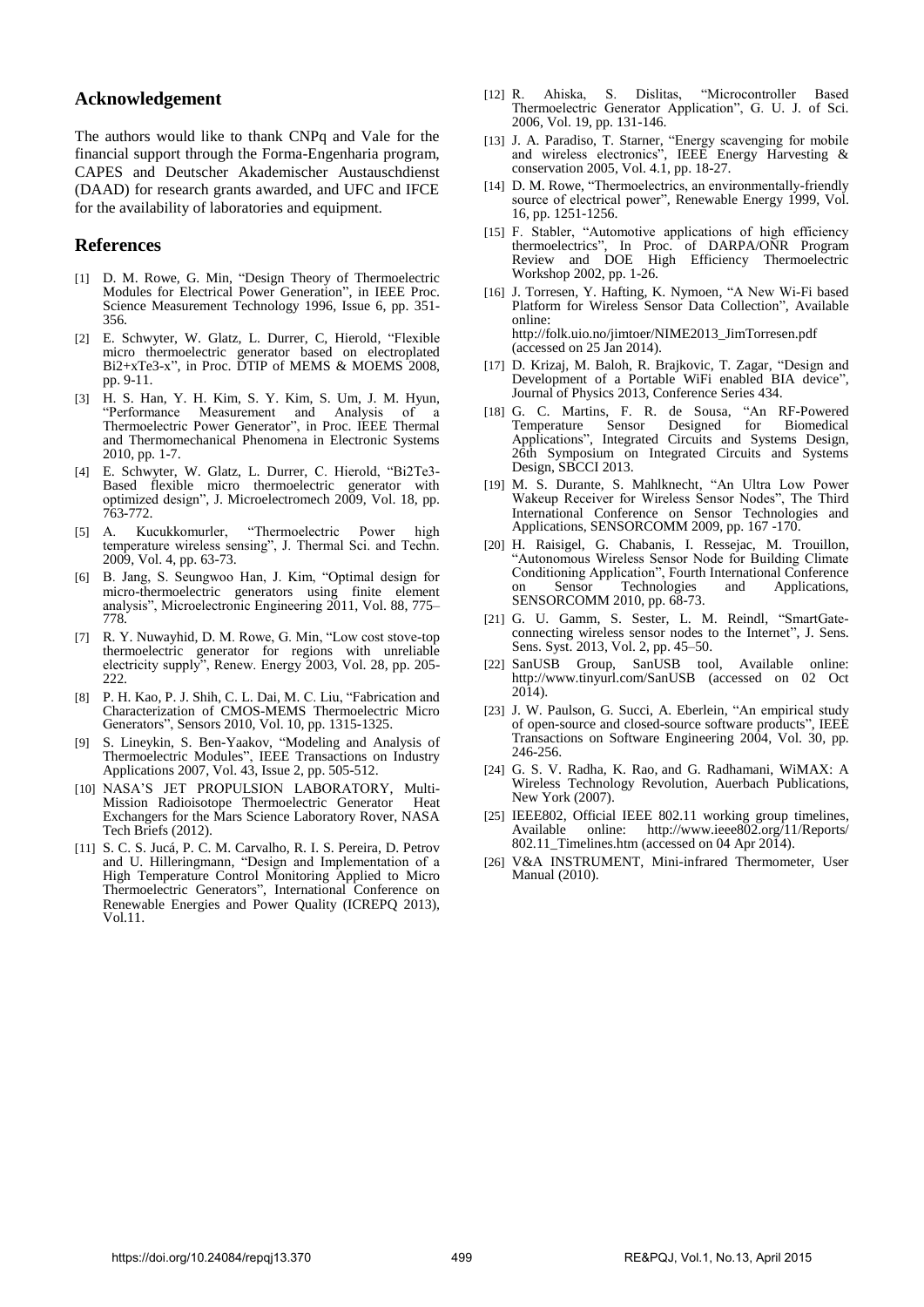## Acknowledgement

The authors would like to thank CNPq and Vale for the financial support through the Forma-Engenharia program, CAPES and Deutscher Akademischer Austauschdienst (DAAD) for research grants awarded, and UFC and IFCE for the availability of laboratories and equipment.

## References

[1] D. M. Rowe, G. Min, "Design Theory of Thermoelectric Modules for Electrical Power Generation", in IEEE Proc. Science Measurement Technology 1996, Issue 6, pp. 351-356.

[2] E. Schwyter, W. Glatz, L. Durrer, C, Hierold, "Flexible micro thermoelectric generator based on electroplated Bi2+xTe3-x", in Proc. DTIP of MEMS & MOEMS 2008, pp. 9-11.

[3] H. S. Han, Y. H. Kim, S. Y. Kim, S. Um, J. M. Hyun, "Performance Measurement and Analysis of a Thermoelectric Power Generator", in Proc. IEEE Thermal and Thermomechanical Phenomena in Electronic Systems 2010, pp. 1-7.

[4] E. Schwyter, W. Glatz, L. Durrer, C. Hierold, "Bi2Te3-Based flexible micro thermoelectric generator with optimized design", J. Microelectromech 2009, Vol. 18, pp. 763-772.

[5] A. Kucukkomurler, "Thermoelectric Power high temperature wireless sensing", J. Thermal Sci. and Techn. 2009, Vol. 4, pp. 63-73.

[6] B. Jang, S. Seungwoo Han, J. Kim, "Optimal design for micro-thermoelectric generators using finite element analysis", Microelectronic Engineering 2011, Vol. 88, 775–778.

[7] R. Y. Nuwayhid, D. M. Rowe, G. Min, "Low cost stove-top thermoelectric generator for regions with unreliable electricity supply", Renew. Energy 2003, Vol. 28, pp. 205-222.

[8] P. H. Kao, P. J. Shih, C. L. Dai, M. C. Liu, "Fabrication and Characterization of CMOS-MEMS Thermoelectric Micro Generators", Sensors 2010, Vol. 10, pp. 1315-1325.

[9] S. Lineykin, S. Ben-Yaakov, "Modeling and Analysis of Thermoelectric Modules", IEEE Transactions on Industry Applications 2007, Vol. 43, Issue 2, pp. 505-512.

[10] NASA'S JET PROPULSION LABORATORY, Multi-Mission Radioisotope Thermoelectric Generator Heat Exchangers for the Mars Science Laboratory Rover, NASA Tech Briefs (2012).

[11] S. C. S. Jucá, P. C. M. Carvalho, R. I. S. Pereira, D. Petrov and U. Hilleringmann, "Design and Implementation of a High Temperature Control Monitoring Applied to Micro Thermoelectric Generators", International Conference on Renewable Energies and Power Quality (ICREPQ 2013), Vol.11.

[12] R. Ahiska, S. Dislitas, "Microcontroller Based Thermoelectric Generator Application", G. U. J. of Sci. 2006, Vol. 19, pp. 131-146.

[13] J. A. Paradiso, T. Starner, "Energy scavenging for mobile and wireless electronics", IEEE Energy Harvesting & conservation 2005, Vol. 4.1, pp. 18-27.

[14] D. M. Rowe, "Thermoelectrics, an environmentally-friendly source of electrical power", Renewable Energy 1999, Vol. 16, pp. 1251-1256.

[15] F. Stabler, "Automotive applications of high efficiency thermoelectrics", In Proc. of DARPA/ONR Program Review and DOE High Efficiency Thermoelectric Workshop 2002, pp. 1-26.

[16] J. Torresen, Y. Hafting, K. Nymoen, "A New Wi-Fi based Platform for Wireless Sensor Data Collection", Available online: http://folk.uio.no/jimtoer/NIME2013_JimTorresen.pdf (accessed on 25 Jan 2014).

[17] D. Krizaj, M. Baloh, R. Brajkovic, T. Zagar, "Design and Development of a Portable WiFi enabled BIA device", Journal of Physics 2013, Conference Series 434.

[18] G. C. Martins, F. R. de Sousa, "An RF-Powered Temperature Sensor Designed for Biomedical Applications", Integrated Circuits and Systems Design, 26th Symposium on Integrated Circuits and Systems Design, SBCCI 2013.

[19] M. S. Durante, S. Mahlknecht, "An Ultra Low Power Wakeup Receiver for Wireless Sensor Nodes", The Third International Conference on Sensor Technologies and Applications, SENSORCOMM 2009, pp. 167 -170.

[20] H. Raisigel, G. Chabanis, I. Ressejac, M. Trouillon, "Autonomous Wireless Sensor Node for Building Climate Conditioning Application", Fourth International Conference on Sensor Technologies and Applications, SENSORCOMM 2010, pp. 68-73.

[21] G. U. Gamm, S. Sester, L. M. Reindl, "SmartGate-connecting wireless sensor nodes to the Internet", J. Sens. Sens. Syst. 2013, Vol. 2, pp. 45–50.

[22] SanUSB Group, SanUSB tool, Available online: http://www.tinyurl.com/SanUSB (accessed on 02 Oct 2014).

[23] J. W. Paulson, G. Succi, A. Eberlein, "An empirical study of open-source and closed-source software products", IEEE Transactions on Software Engineering 2004, Vol. 30, pp. 246-256.

[24] G. S. V. Radha, K. Rao, and G. Radhamani, WiMAX: A Wireless Technology Revolution, Auerbach Publications, New York (2007).

[25] IEEE802, Official IEEE 802.11 working group timelines, Available online: http://www.ieee802.org/11/Reports/802.11_Timelines.htm (accessed on 04 Apr 2014).

[26] V&A INSTRUMENT, Mini-infrared Thermometer, User Manual (2010).